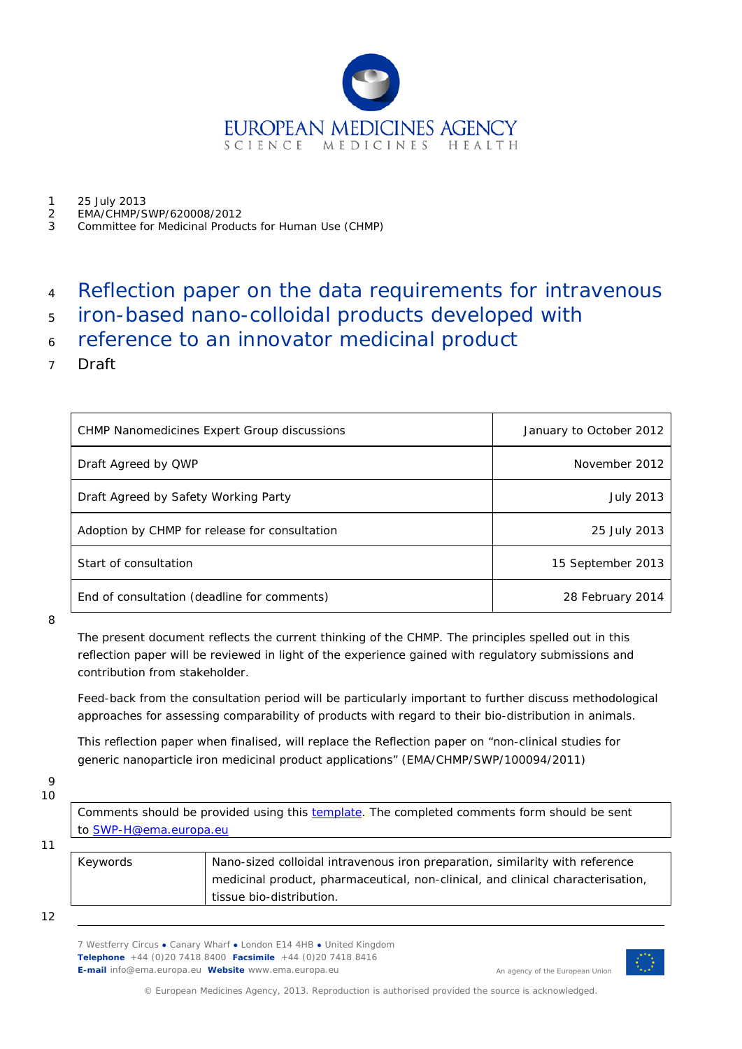EUROPEAN MEDICINES AGENCY
SCIENCE MEDICINES HEALTH

25 July 2013
EMA/CHMP/SWP/620008/2012
Committee for Medicinal Products for Human Use (CHMP)

# Reflection paper on the data requirements for intravenous iron-based nano-colloidal products developed with reference to an innovator medicinal product

Draft

| CHMP Nanomedicines Expert Group discussions | January to October 2012 |
| --- | --- |
| Draft Agreed by QWP | November 2012 |
| Draft Agreed by Safety Working Party | July 2013 |
| Adoption by CHMP for release for consultation | 25 July 2013 |
| Start of consultation | 15 September 2013 |
| End of consultation (deadline for comments) | 28 February 2014 |

The present document reflects the current thinking of the CHMP. The principles spelled out in this reflection paper will be reviewed in light of the experience gained with regulatory submissions and contribution from stakeholder.

Feed-back from the consultation period will be particularly important to further discuss methodological approaches for assessing comparability of products with regard to their bio-distribution in animals.

This reflection paper when finalised, will replace the Reflection paper on "non-clinical studies for generic nanoparticle iron medicinal product applications" (EMA/CHMP/SWP/100094/2011)

| Comments should be provided using this template. The completed comments form should be sent to SWP-H@ema.europa.eu |
| --- |

| Keywords | Nano-sized colloidal intravenous iron preparation, similarity with reference medicinal product, pharmaceutical, non-clinical, and clinical characterisation, tissue bio-distribution. |
| --- | --- |

7 Westferry Circus ● Canary Wharf ● London E14 4HB ● United Kingdom
**Telephone** +44 (0)20 7418 8400 **Facsimile** +44 (0)20 7418 8416
**E-mail** info@ema.europa.eu **Website** www.ema.europa.eu

An agency of the European Union

© European Medicines Agency, 2013. Reproduction is authorised provided the source is acknowledged.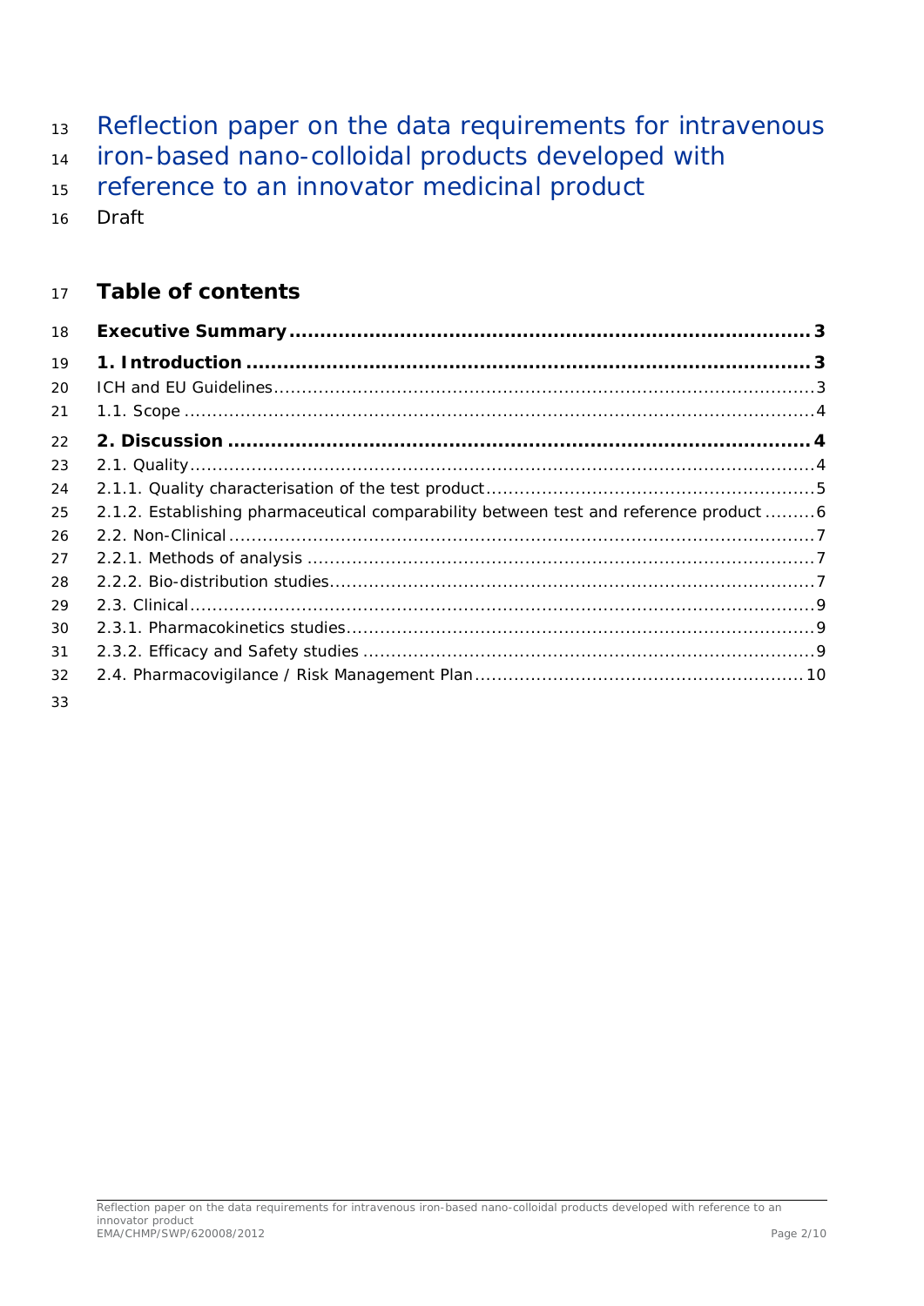# Reflection paper on the data requirements for intravenous iron-based nano-colloidal products developed with reference to an innovator medicinal product

Draft

## Table of contents

**Executive Summary** ..... **3**

**1. Introduction** ..... **3**

ICH and EU Guidelines ..... 3

1.1. Scope ..... 4

**2. Discussion** ..... **4**

2.1. Quality ..... 4

2.1.1. Quality characterisation of the test product ..... 5

2.1.2. Establishing pharmaceutical comparability between test and reference product ..... 6

2.2. Non-Clinical ..... 7

2.2.1. Methods of analysis ..... 7

2.2.2. Bio-distribution studies ..... 7

2.3. Clinical ..... 9

2.3.1. Pharmacokinetics studies ..... 9

2.3.2. Efficacy and Safety studies ..... 9

2.4. Pharmacovigilance / Risk Management Plan ..... 10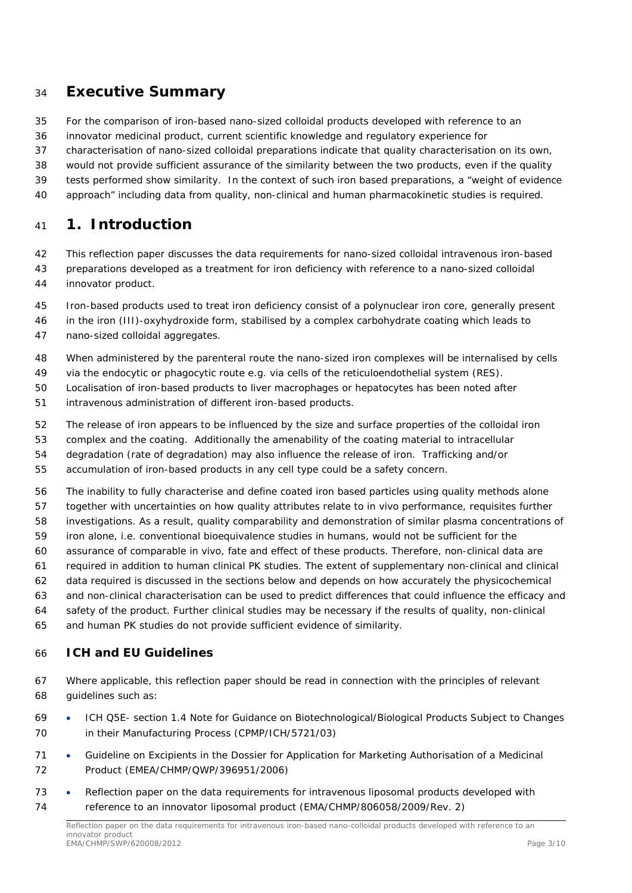# Executive Summary

For the comparison of iron-based nano-sized colloidal products developed with reference to an innovator medicinal product, current scientific knowledge and regulatory experience for characterisation of nano-sized colloidal preparations indicate that quality characterisation on its own, would not provide sufficient assurance of the similarity between the two products, even if the quality tests performed show similarity. In the context of such iron based preparations, a "weight of evidence approach" including data from quality, non-clinical and human pharmacokinetic studies is required.

# 1. Introduction

This reflection paper discusses the data requirements for nano-sized colloidal intravenous iron-based preparations developed as a treatment for iron deficiency with reference to a nano-sized colloidal innovator product.

Iron-based products used to treat iron deficiency consist of a polynuclear iron core, generally present in the iron (III)-oxyhydroxide form, stabilised by a complex carbohydrate coating which leads to nano-sized colloidal aggregates.

When administered by the parenteral route the nano-sized iron complexes will be internalised by cells via the endocytic or phagocytic route e.g. via cells of the reticuloendothelial system (RES). Localisation of iron-based products to liver macrophages or hepatocytes has been noted after intravenous administration of different iron-based products.

The release of iron appears to be influenced by the size and surface properties of the colloidal iron complex and the coating. Additionally the amenability of the coating material to intracellular degradation (rate of degradation) may also influence the release of iron. Trafficking and/or accumulation of iron-based products in any cell type could be a safety concern.

The inability to fully characterise and define coated iron based particles using quality methods alone together with uncertainties on how quality attributes relate to in vivo performance, requisites further investigations. As a result, quality comparability and demonstration of similar plasma concentrations of iron alone, i.e. conventional bioequivalence studies in humans, would not be sufficient for the assurance of comparable in vivo, fate and effect of these products. Therefore, non-clinical data are required in addition to human clinical PK studies. The extent of supplementary non-clinical and clinical data required is discussed in the sections below and depends on how accurately the physicochemical and non-clinical characterisation can be used to predict differences that could influence the efficacy and safety of the product. Further clinical studies may be necessary if the results of quality, non-clinical and human PK studies do not provide sufficient evidence of similarity.

## ICH and EU Guidelines

Where applicable, this reflection paper should be read in connection with the principles of relevant guidelines such as:

- ICH Q5E- section 1.4 Note for Guidance on Biotechnological/Biological Products Subject to Changes in their Manufacturing Process (CPMP/ICH/5721/03)
- Guideline on Excipients in the Dossier for Application for Marketing Authorisation of a Medicinal Product (EMEA/CHMP/QWP/396951/2006)
- Reflection paper on the data requirements for intravenous liposomal products developed with reference to an innovator liposomal product (EMA/CHMP/806058/2009/Rev. 2)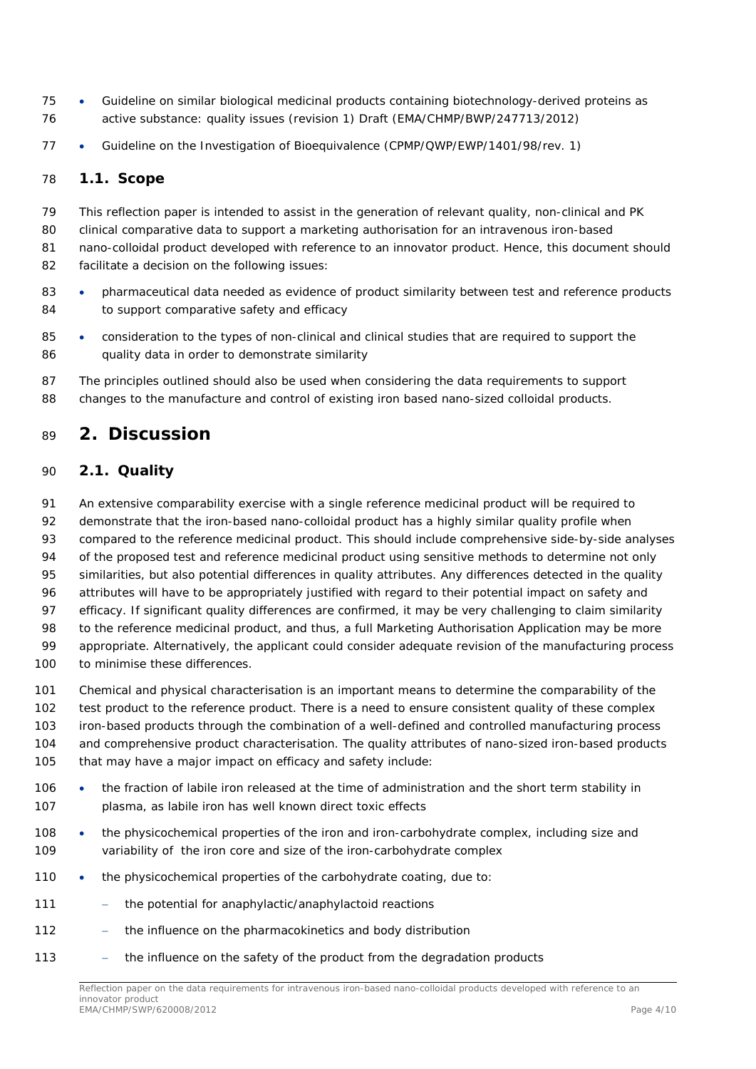- Guideline on similar biological medicinal products containing biotechnology-derived proteins as active substance: quality issues (revision 1) Draft (EMA/CHMP/BWP/247713/2012)
- Guideline on the Investigation of Bioequivalence (CPMP/QWP/EWP/1401/98/rev. 1)

### 1.1. Scope

This reflection paper is intended to assist in the generation of relevant quality, non-clinical and PK clinical comparative data to support a marketing authorisation for an intravenous iron-based nano-colloidal product developed with reference to an innovator product. Hence, this document should facilitate a decision on the following issues:

- pharmaceutical data needed as evidence of product similarity between test and reference products to support comparative safety and efficacy
- consideration to the types of non-clinical and clinical studies that are required to support the quality data in order to demonstrate similarity

The principles outlined should also be used when considering the data requirements to support changes to the manufacture and control of existing iron based nano-sized colloidal products.

## 2. Discussion

### 2.1. Quality

An extensive comparability exercise with a single reference medicinal product will be required to demonstrate that the iron-based nano-colloidal product has a highly similar quality profile when compared to the reference medicinal product. This should include comprehensive side-by-side analyses of the proposed test and reference medicinal product using sensitive methods to determine not only similarities, but also potential differences in quality attributes. Any differences detected in the quality attributes will have to be appropriately justified with regard to their potential impact on safety and efficacy. If significant quality differences are confirmed, it may be very challenging to claim similarity to the reference medicinal product, and thus, a full Marketing Authorisation Application may be more appropriate. Alternatively, the applicant could consider adequate revision of the manufacturing process to minimise these differences.

Chemical and physical characterisation is an important means to determine the comparability of the test product to the reference product. There is a need to ensure consistent quality of these complex iron-based products through the combination of a well-defined and controlled manufacturing process and comprehensive product characterisation. The quality attributes of nano-sized iron-based products that may have a major impact on efficacy and safety include:

- the fraction of labile iron released at the time of administration and the short term stability in plasma, as labile iron has well known direct toxic effects
- the physicochemical properties of the iron and iron-carbohydrate complex, including size and variability of the iron core and size of the iron-carbohydrate complex
- the physicochemical properties of the carbohydrate coating, due to:
  - the potential for anaphylactic/anaphylactoid reactions
  - the influence on the pharmacokinetics and body distribution
  - the influence on the safety of the product from the degradation products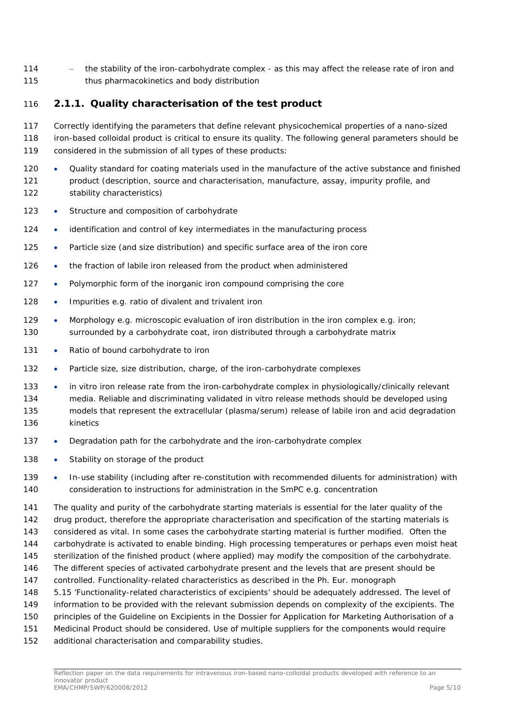- the stability of the iron-carbohydrate complex - as this may affect the release rate of iron and thus pharmacokinetics and body distribution

### 2.1.1. Quality characterisation of the test product

Correctly identifying the parameters that define relevant physicochemical properties of a nano-sized iron-based colloidal product is critical to ensure its quality. The following general parameters should be considered in the submission of all types of these products:

- Quality standard for coating materials used in the manufacture of the active substance and finished product (description, source and characterisation, manufacture, assay, impurity profile, and stability characteristics)
- Structure and composition of carbohydrate
- identification and control of key intermediates in the manufacturing process
- Particle size (and size distribution) and specific surface area of the iron core
- the fraction of labile iron released from the product when administered
- Polymorphic form of the inorganic iron compound comprising the core
- Impurities e.g. ratio of divalent and trivalent iron
- Morphology e.g. microscopic evaluation of iron distribution in the iron complex e.g. iron; surrounded by a carbohydrate coat, iron distributed through a carbohydrate matrix
- Ratio of bound carbohydrate to iron
- Particle size, size distribution, charge, of the iron-carbohydrate complexes
- in vitro iron release rate from the iron-carbohydrate complex in physiologically/clinically relevant media. Reliable and discriminating validated in vitro release methods should be developed using models that represent the extracellular (plasma/serum) release of labile iron and acid degradation kinetics
- Degradation path for the carbohydrate and the iron-carbohydrate complex
- Stability on storage of the product
- In-use stability (including after re-constitution with recommended diluents for administration) with consideration to instructions for administration in the SmPC e.g. concentration

The quality and purity of the carbohydrate starting materials is essential for the later quality of the drug product, therefore the appropriate characterisation and specification of the starting materials is considered as vital. In some cases the carbohydrate starting material is further modified. Often the carbohydrate is activated to enable binding. High processing temperatures or perhaps even moist heat sterilization of the finished product (where applied) may modify the composition of the carbohydrate. The different species of activated carbohydrate present and the levels that are present should be controlled. Functionality-related characteristics as described in the Ph. Eur. monograph 5.15 'Functionality-related characteristics of excipients' should be adequately addressed. The level of information to be provided with the relevant submission depends on complexity of the excipients. The principles of the Guideline on Excipients in the Dossier for Application for Marketing Authorisation of a Medicinal Product should be considered. Use of multiple suppliers for the components would require additional characterisation and comparability studies.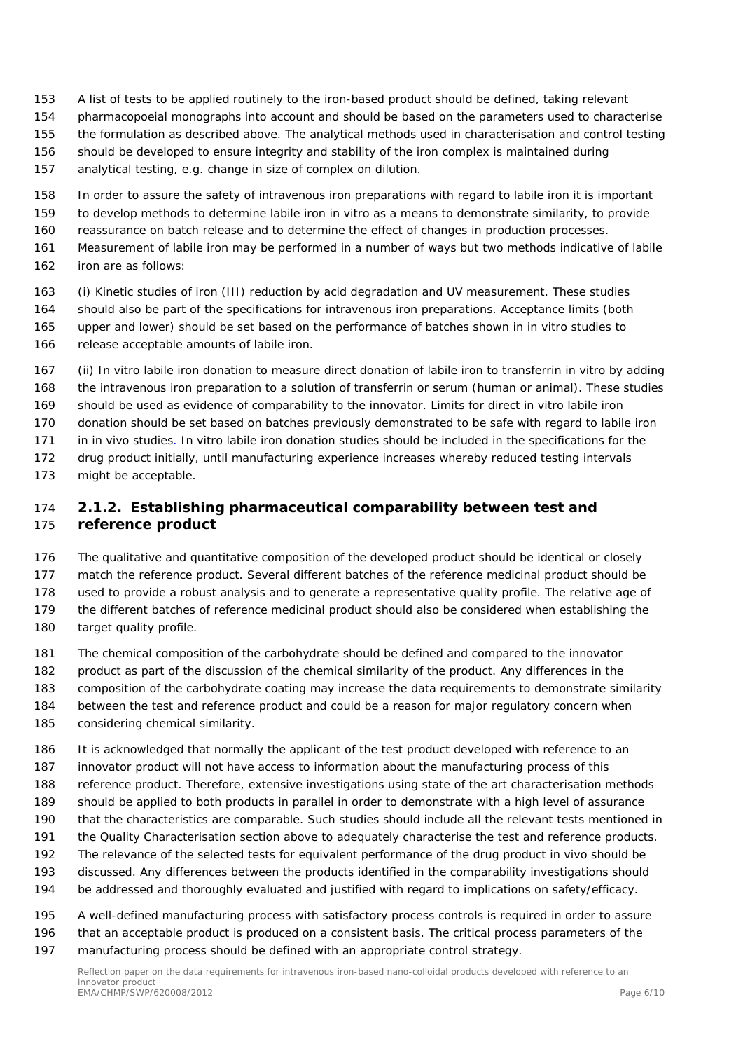A list of tests to be applied routinely to the iron-based product should be defined, taking relevant pharmacopoeial monographs into account and should be based on the parameters used to characterise the formulation as described above. The analytical methods used in characterisation and control testing should be developed to ensure integrity and stability of the iron complex is maintained during analytical testing, e.g. change in size of complex on dilution.

In order to assure the safety of intravenous iron preparations with regard to labile iron it is important to develop methods to determine labile iron in vitro as a means to demonstrate similarity, to provide reassurance on batch release and to determine the effect of changes in production processes. Measurement of labile iron may be performed in a number of ways but two methods indicative of labile iron are as follows:

(i) Kinetic studies of iron (III) reduction by acid degradation and UV measurement. These studies should also be part of the specifications for intravenous iron preparations. Acceptance limits (both upper and lower) should be set based on the performance of batches shown in in vitro studies to release acceptable amounts of labile iron.

(ii) In vitro labile iron donation to measure direct donation of labile iron to transferrin in vitro by adding the intravenous iron preparation to a solution of transferrin or serum (human or animal). These studies should be used as evidence of comparability to the innovator. Limits for direct in vitro labile iron donation should be set based on batches previously demonstrated to be safe with regard to labile iron in in vivo studies. In vitro labile iron donation studies should be included in the specifications for the drug product initially, until manufacturing experience increases whereby reduced testing intervals might be acceptable.

### 2.1.2. Establishing pharmaceutical comparability between test and reference product

The qualitative and quantitative composition of the developed product should be identical or closely match the reference product. Several different batches of the reference medicinal product should be used to provide a robust analysis and to generate a representative quality profile. The relative age of the different batches of reference medicinal product should also be considered when establishing the target quality profile.

The chemical composition of the carbohydrate should be defined and compared to the innovator product as part of the discussion of the chemical similarity of the product. Any differences in the composition of the carbohydrate coating may increase the data requirements to demonstrate similarity between the test and reference product and could be a reason for major regulatory concern when considering chemical similarity.

It is acknowledged that normally the applicant of the test product developed with reference to an innovator product will not have access to information about the manufacturing process of this reference product. Therefore, extensive investigations using state of the art characterisation methods should be applied to both products in parallel in order to demonstrate with a high level of assurance that the characteristics are comparable. Such studies should include all the relevant tests mentioned in the Quality Characterisation section above to adequately characterise the test and reference products. The relevance of the selected tests for equivalent performance of the drug product in vivo should be discussed. Any differences between the products identified in the comparability investigations should be addressed and thoroughly evaluated and justified with regard to implications on safety/efficacy.

A well-defined manufacturing process with satisfactory process controls is required in order to assure that an acceptable product is produced on a consistent basis. The critical process parameters of the manufacturing process should be defined with an appropriate control strategy.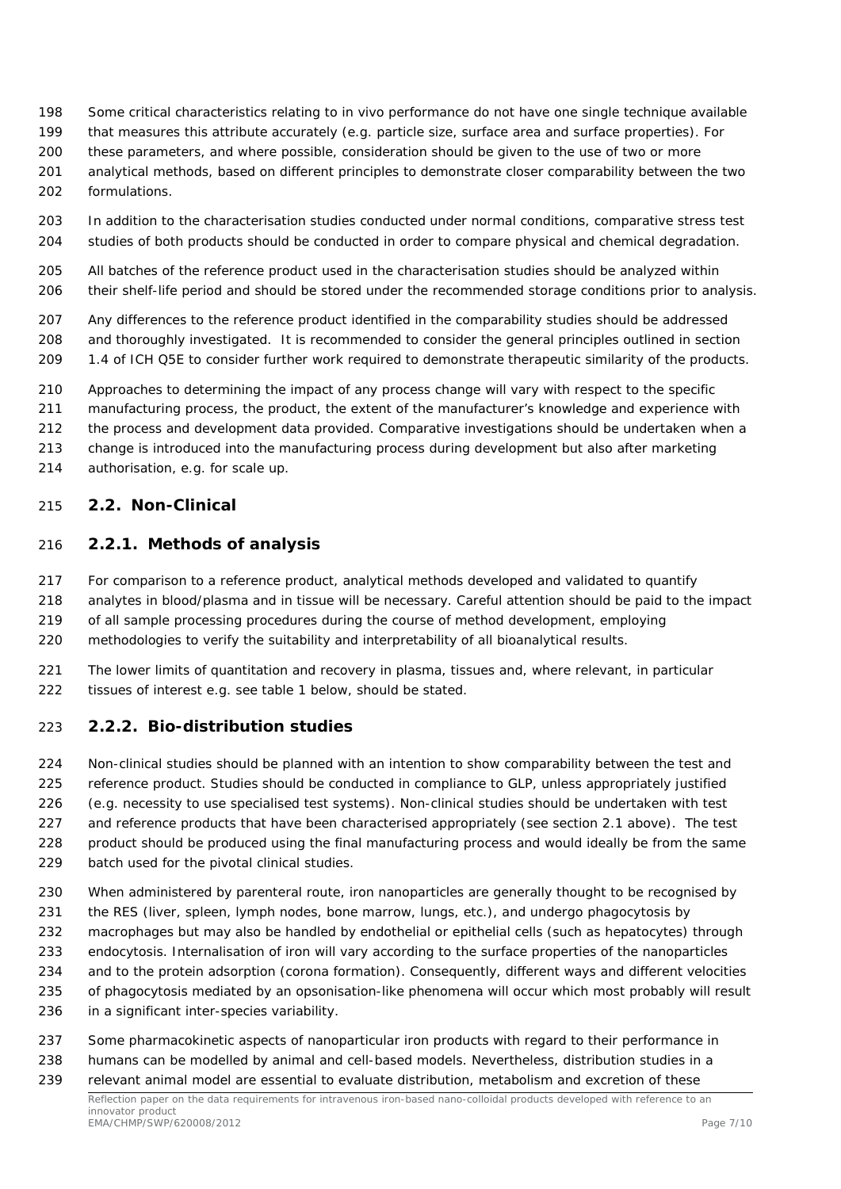Some critical characteristics relating to in vivo performance do not have one single technique available that measures this attribute accurately (e.g. particle size, surface area and surface properties). For these parameters, and where possible, consideration should be given to the use of two or more analytical methods, based on different principles to demonstrate closer comparability between the two formulations.

In addition to the characterisation studies conducted under normal conditions, comparative stress test studies of both products should be conducted in order to compare physical and chemical degradation.

All batches of the reference product used in the characterisation studies should be analyzed within their shelf-life period and should be stored under the recommended storage conditions prior to analysis.

Any differences to the reference product identified in the comparability studies should be addressed and thoroughly investigated. It is recommended to consider the general principles outlined in section 1.4 of ICH Q5E to consider further work required to demonstrate therapeutic similarity of the products.

Approaches to determining the impact of any process change will vary with respect to the specific manufacturing process, the product, the extent of the manufacturer's knowledge and experience with the process and development data provided. Comparative investigations should be undertaken when a change is introduced into the manufacturing process during development but also after marketing authorisation, e.g. for scale up.

## 2.2. Non-Clinical

### 2.2.1. Methods of analysis

For comparison to a reference product, analytical methods developed and validated to quantify analytes in blood/plasma and in tissue will be necessary. Careful attention should be paid to the impact of all sample processing procedures during the course of method development, employing methodologies to verify the suitability and interpretability of all bioanalytical results.

The lower limits of quantitation and recovery in plasma, tissues and, where relevant, in particular tissues of interest e.g. see table 1 below, should be stated.

### 2.2.2. Bio-distribution studies

Non-clinical studies should be planned with an intention to show comparability between the test and reference product. Studies should be conducted in compliance to GLP, unless appropriately justified (e.g. necessity to use specialised test systems). Non-clinical studies should be undertaken with test and reference products that have been characterised appropriately (see section 2.1 above). The test product should be produced using the final manufacturing process and would ideally be from the same batch used for the pivotal clinical studies.

When administered by parenteral route, iron nanoparticles are generally thought to be recognised by the RES (liver, spleen, lymph nodes, bone marrow, lungs, etc.), and undergo phagocytosis by macrophages but may also be handled by endothelial or epithelial cells (such as hepatocytes) through endocytosis. Internalisation of iron will vary according to the surface properties of the nanoparticles and to the protein adsorption (corona formation). Consequently, different ways and different velocities of phagocytosis mediated by an opsonisation-like phenomena will occur which most probably will result in a significant inter-species variability.

Some pharmacokinetic aspects of nanoparticular iron products with regard to their performance in humans can be modelled by animal and cell-based models. Nevertheless, distribution studies in a relevant animal model are essential to evaluate distribution, metabolism and excretion of these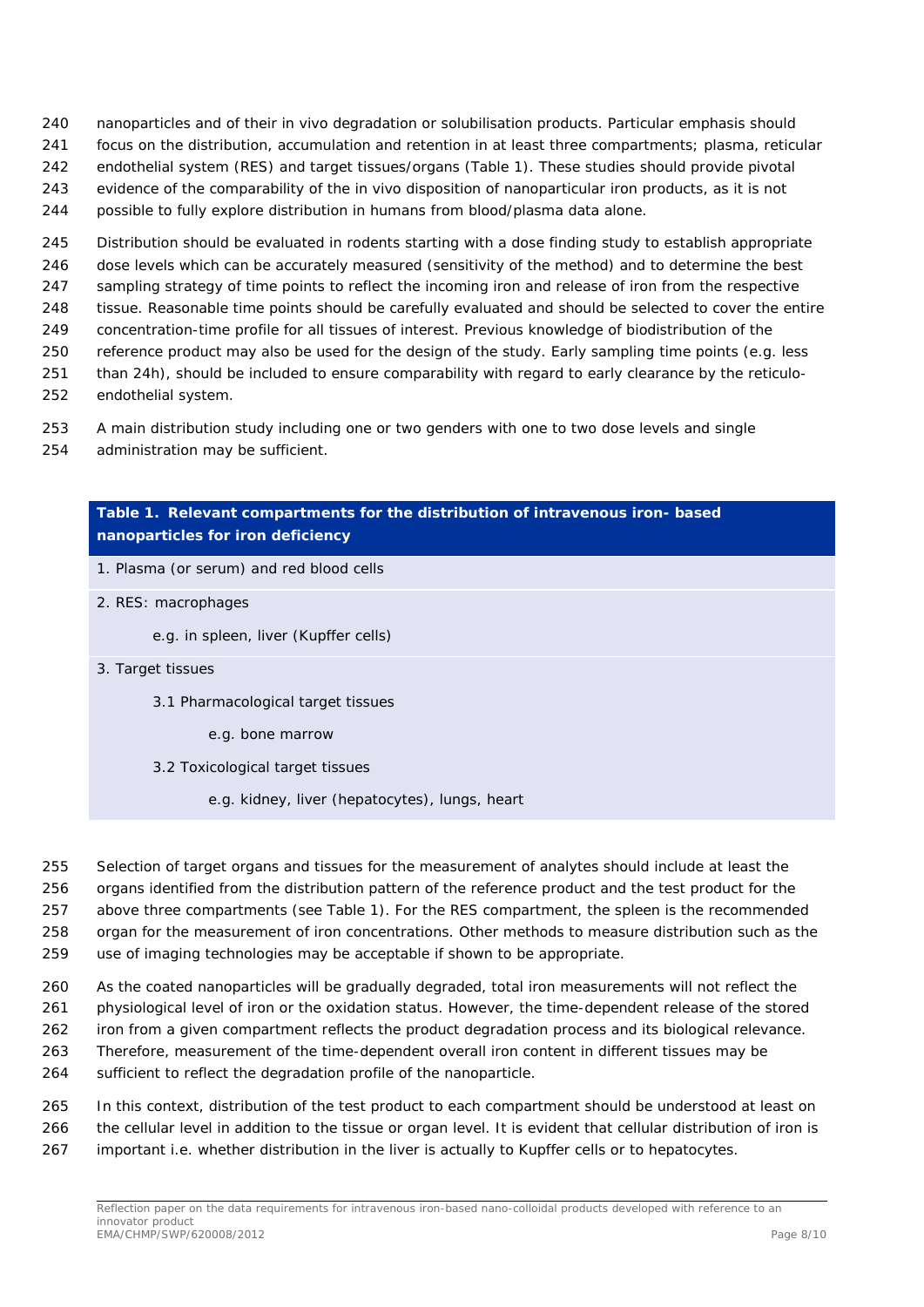nanoparticles and of their in vivo degradation or solubilisation products. Particular emphasis should focus on the distribution, accumulation and retention in at least three compartments; plasma, reticular endothelial system (RES) and target tissues/organs (Table 1). These studies should provide pivotal evidence of the comparability of the in vivo disposition of nanoparticular iron products, as it is not possible to fully explore distribution in humans from blood/plasma data alone.

Distribution should be evaluated in rodents starting with a dose finding study to establish appropriate dose levels which can be accurately measured (sensitivity of the method) and to determine the best sampling strategy of time points to reflect the incoming iron and release of iron from the respective tissue. Reasonable time points should be carefully evaluated and should be selected to cover the entire concentration-time profile for all tissues of interest. Previous knowledge of biodistribution of the reference product may also be used for the design of the study. Early sampling time points (e.g. less than 24h), should be included to ensure comparability with regard to early clearance by the reticulo-endothelial system.

A main distribution study including one or two genders with one to two dose levels and single administration may be sufficient.

| **Table 1. Relevant compartments for the distribution of intravenous iron- based nanoparticles for iron deficiency** |
|---|
| 1. Plasma (or serum) and red blood cells |
| 2. RES: macrophages<br>e.g. in spleen, liver (Kupffer cells) |
| 3. Target tissues<br>3.1 Pharmacological target tissues<br>e.g. bone marrow<br>3.2 Toxicological target tissues<br>e.g. kidney, liver (hepatocytes), lungs, heart |

Selection of target organs and tissues for the measurement of analytes should include at least the organs identified from the distribution pattern of the reference product and the test product for the above three compartments (see Table 1). For the RES compartment, the spleen is the recommended organ for the measurement of iron concentrations. Other methods to measure distribution such as the use of imaging technologies may be acceptable if shown to be appropriate.

As the coated nanoparticles will be gradually degraded, total iron measurements will not reflect the physiological level of iron or the oxidation status. However, the time-dependent release of the stored iron from a given compartment reflects the product degradation process and its biological relevance. Therefore, measurement of the time-dependent overall iron content in different tissues may be sufficient to reflect the degradation profile of the nanoparticle.

In this context, distribution of the test product to each compartment should be understood at least on the cellular level in addition to the tissue or organ level. It is evident that cellular distribution of iron is important i.e. whether distribution in the liver is actually to Kupffer cells or to hepatocytes.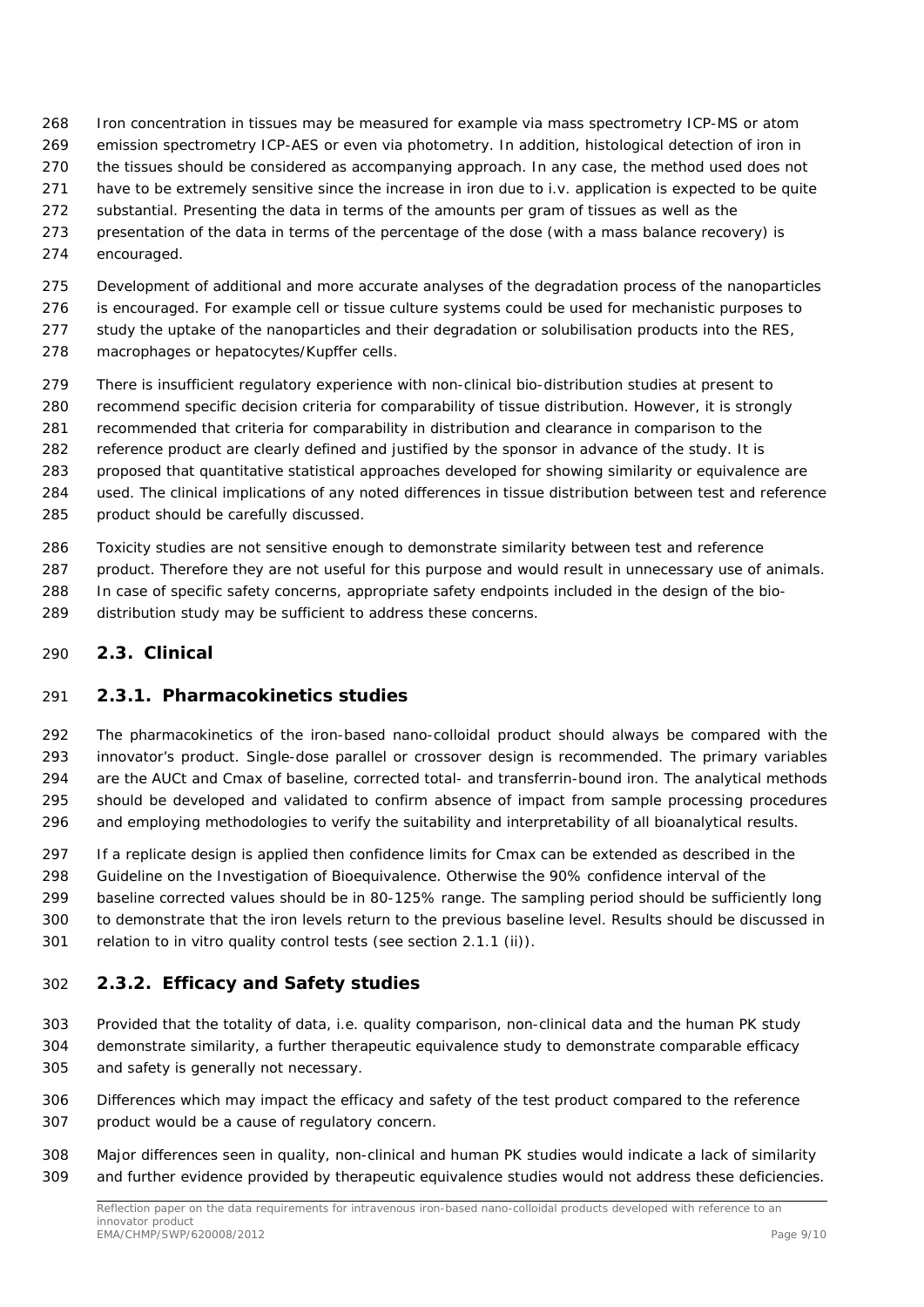Iron concentration in tissues may be measured for example via mass spectrometry ICP-MS or atom emission spectrometry ICP-AES or even via photometry. In addition, histological detection of iron in the tissues should be considered as accompanying approach. In any case, the method used does not have to be extremely sensitive since the increase in iron due to i.v. application is expected to be quite substantial. Presenting the data in terms of the amounts per gram of tissues as well as the presentation of the data in terms of the percentage of the dose (with a mass balance recovery) is encouraged.

Development of additional and more accurate analyses of the degradation process of the nanoparticles is encouraged. For example cell or tissue culture systems could be used for mechanistic purposes to study the uptake of the nanoparticles and their degradation or solubilisation products into the RES, macrophages or hepatocytes/Kupffer cells.

There is insufficient regulatory experience with non-clinical bio-distribution studies at present to recommend specific decision criteria for comparability of tissue distribution. However, it is strongly recommended that criteria for comparability in distribution and clearance in comparison to the reference product are clearly defined and justified by the sponsor in advance of the study. It is proposed that quantitative statistical approaches developed for showing similarity or equivalence are used. The clinical implications of any noted differences in tissue distribution between test and reference product should be carefully discussed.

Toxicity studies are not sensitive enough to demonstrate similarity between test and reference product. Therefore they are not useful for this purpose and would result in unnecessary use of animals. In case of specific safety concerns, appropriate safety endpoints included in the design of the bio-distribution study may be sufficient to address these concerns.

## 2.3. Clinical

### 2.3.1. Pharmacokinetics studies

The pharmacokinetics of the iron-based nano-colloidal product should always be compared with the innovator's product. Single-dose parallel or crossover design is recommended. The primary variables are the AUCt and Cmax of baseline, corrected total- and transferrin-bound iron. The analytical methods should be developed and validated to confirm absence of impact from sample processing procedures and employing methodologies to verify the suitability and interpretability of all bioanalytical results.

If a replicate design is applied then confidence limits for Cmax can be extended as described in the Guideline on the Investigation of Bioequivalence. Otherwise the 90% confidence interval of the baseline corrected values should be in 80-125% range. The sampling period should be sufficiently long to demonstrate that the iron levels return to the previous baseline level. Results should be discussed in relation to in vitro quality control tests (see section 2.1.1 (ii)).

### 2.3.2. Efficacy and Safety studies

Provided that the totality of data, i.e. quality comparison, non-clinical data and the human PK study demonstrate similarity, a further therapeutic equivalence study to demonstrate comparable efficacy and safety is generally not necessary.

Differences which may impact the efficacy and safety of the test product compared to the reference product would be a cause of regulatory concern.

Major differences seen in quality, non-clinical and human PK studies would indicate a lack of similarity and further evidence provided by therapeutic equivalence studies would not address these deficiencies.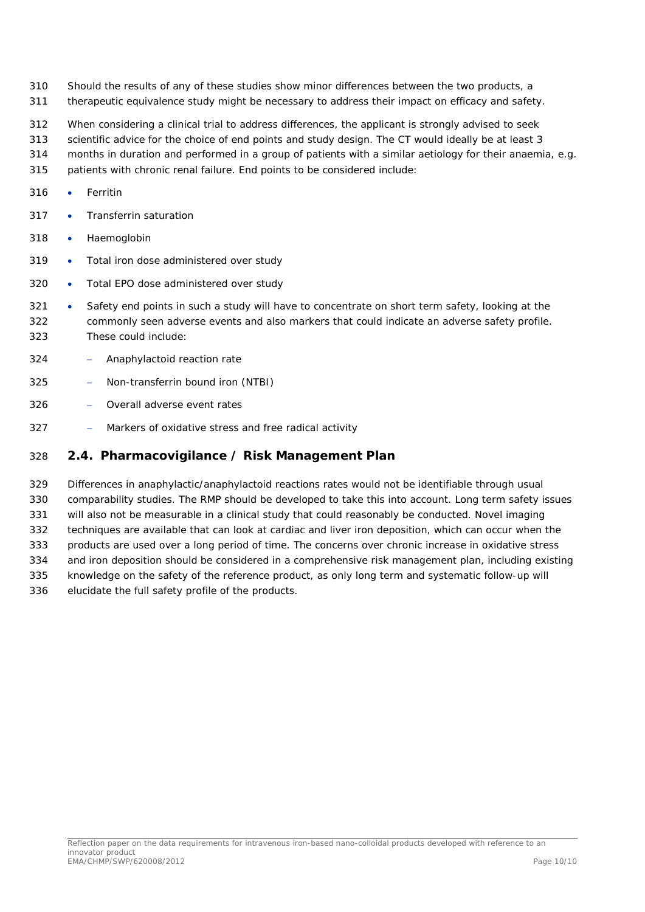Should the results of any of these studies show minor differences between the two products, a therapeutic equivalence study might be necessary to address their impact on efficacy and safety.

When considering a clinical trial to address differences, the applicant is strongly advised to seek scientific advice for the choice of end points and study design. The CT would ideally be at least 3 months in duration and performed in a group of patients with a similar aetiology for their anaemia, e.g. patients with chronic renal failure. End points to be considered include:

- Ferritin
- Transferrin saturation
- Haemoglobin
- Total iron dose administered over study
- Total EPO dose administered over study
- Safety end points in such a study will have to concentrate on short term safety, looking at the commonly seen adverse events and also markers that could indicate an adverse safety profile. These could include:
  - Anaphylactoid reaction rate
  - Non-transferrin bound iron (NTBI)
  - Overall adverse event rates
  - Markers of oxidative stress and free radical activity

## 2.4. Pharmacovigilance / Risk Management Plan

Differences in anaphylactic/anaphylactoid reactions rates would not be identifiable through usual comparability studies. The RMP should be developed to take this into account. Long term safety issues will also not be measurable in a clinical study that could reasonably be conducted. Novel imaging techniques are available that can look at cardiac and liver iron deposition, which can occur when the products are used over a long period of time. The concerns over chronic increase in oxidative stress and iron deposition should be considered in a comprehensive risk management plan, including existing knowledge on the safety of the reference product, as only long term and systematic follow-up will elucidate the full safety profile of the products.